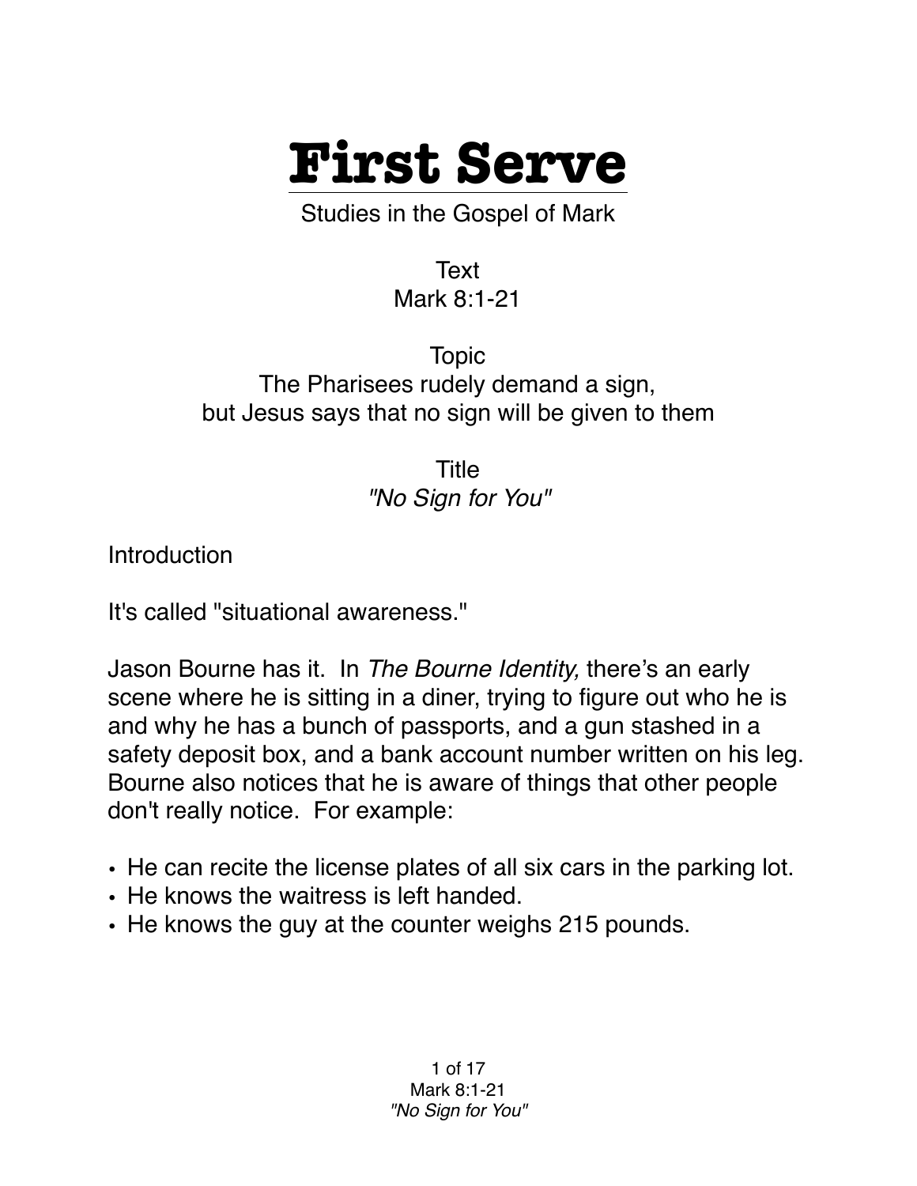# First Serve

Studies in the Gospel of Mark

Text
Mark 8:1-21

Topic
The Pharisees rudely demand a sign,
but Jesus says that no sign will be given to them

Title
*"No Sign for You"*

Introduction

It's called "situational awareness."

Jason Bourne has it. In *The Bourne Identity,* there's an early scene where he is sitting in a diner, trying to figure out who he is and why he has a bunch of passports, and a gun stashed in a safety deposit box, and a bank account number written on his leg. Bourne also notices that he is aware of things that other people don't really notice. For example:

- He can recite the license plates of all six cars in the parking lot.
- He knows the waitress is left handed.
- He knows the guy at the counter weighs 215 pounds.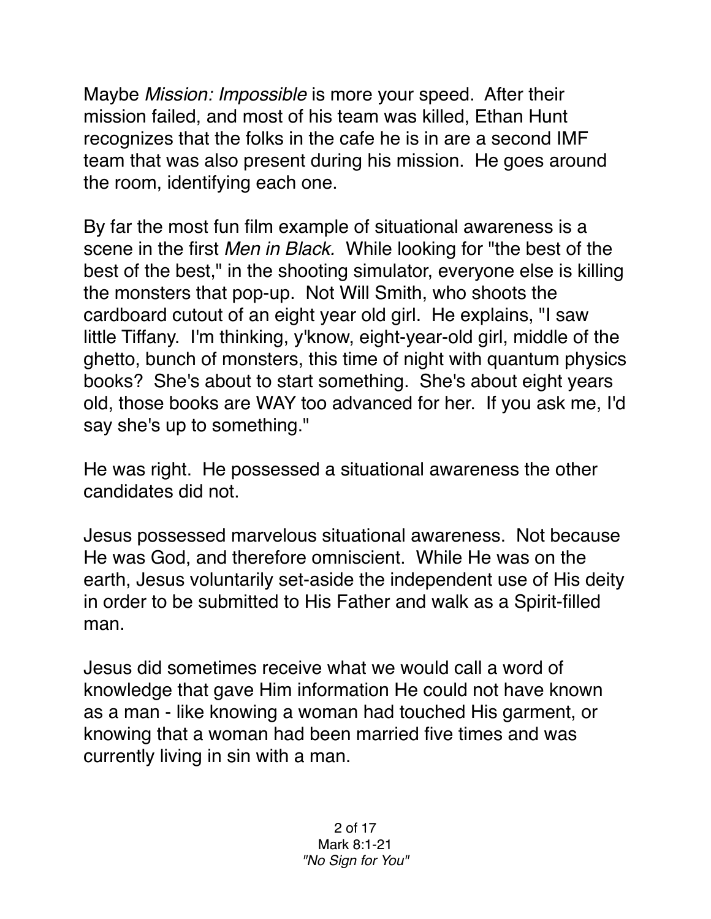Maybe *Mission: Impossible* is more your speed. After their mission failed, and most of his team was killed, Ethan Hunt recognizes that the folks in the cafe he is in are a second IMF team that was also present during his mission. He goes around the room, identifying each one.

By far the most fun film example of situational awareness is a scene in the first *Men in Black.* While looking for "the best of the best of the best," in the shooting simulator, everyone else is killing the monsters that pop-up. Not Will Smith, who shoots the cardboard cutout of an eight year old girl. He explains, "I saw little Tiffany. I'm thinking, y'know, eight-year-old girl, middle of the ghetto, bunch of monsters, this time of night with quantum physics books? She's about to start something. She's about eight years old, those books are WAY too advanced for her. If you ask me, I'd say she's up to something."

He was right. He possessed a situational awareness the other candidates did not.

Jesus possessed marvelous situational awareness. Not because He was God, and therefore omniscient. While He was on the earth, Jesus voluntarily set-aside the independent use of His deity in order to be submitted to His Father and walk as a Spirit-filled man.

Jesus did sometimes receive what we would call a word of knowledge that gave Him information He could not have known as a man - like knowing a woman had touched His garment, or knowing that a woman had been married five times and was currently living in sin with a man.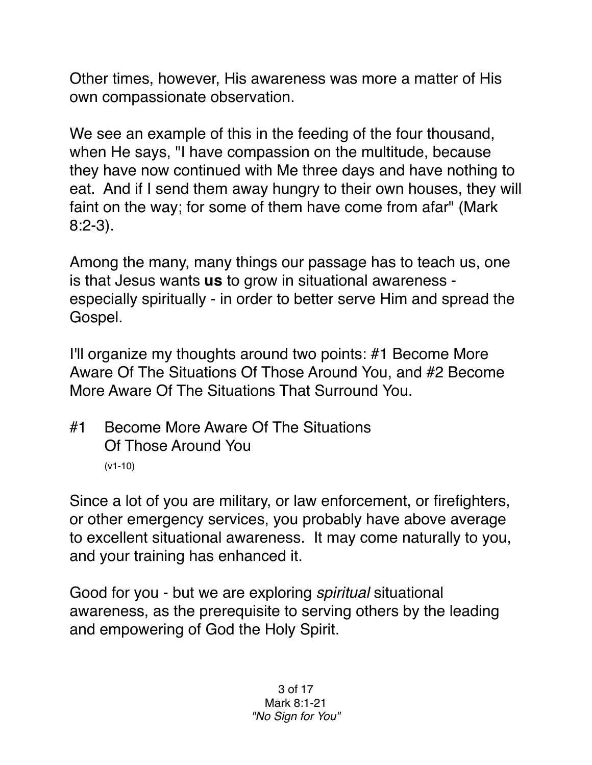Other times, however, His awareness was more a matter of His own compassionate observation.

We see an example of this in the feeding of the four thousand, when He says, "I have compassion on the multitude, because they have now continued with Me three days and have nothing to eat. And if I send them away hungry to their own houses, they will faint on the way; for some of them have come from afar" (Mark 8:2-3).

Among the many, many things our passage has to teach us, one is that Jesus wants **us** to grow in situational awareness - especially spiritually - in order to better serve Him and spread the Gospel.

I'll organize my thoughts around two points: #1 Become More Aware Of The Situations Of Those Around You, and #2 Become More Aware Of The Situations That Surround You.

## #1 Become More Aware Of The Situations Of Those Around You

(v1-10)

Since a lot of you are military, or law enforcement, or firefighters, or other emergency services, you probably have above average to excellent situational awareness. It may come naturally to you, and your training has enhanced it.

Good for you - but we are exploring *spiritual* situational awareness, as the prerequisite to serving others by the leading and empowering of God the Holy Spirit.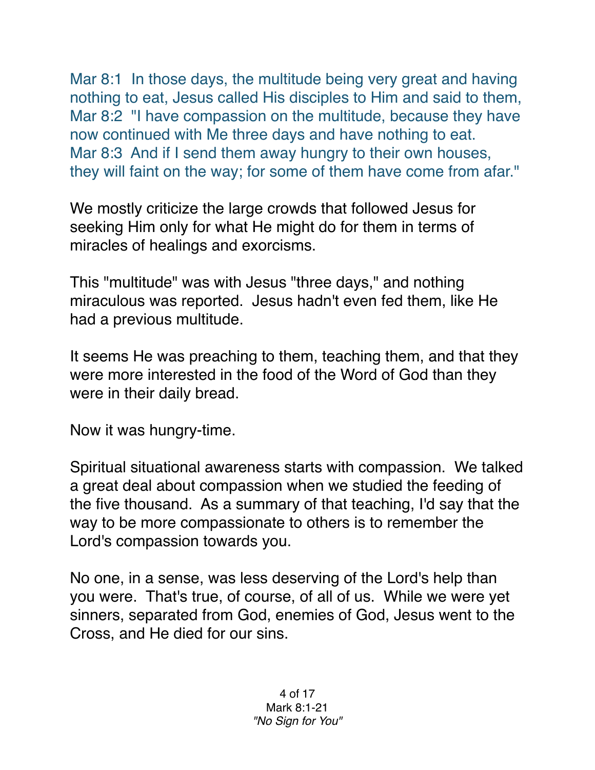Mar 8:1  In those days, the multitude being very great and having nothing to eat, Jesus called His disciples to Him and said to them,
Mar 8:2  "I have compassion on the multitude, because they have now continued with Me three days and have nothing to eat.
Mar 8:3  And if I send them away hungry to their own houses, they will faint on the way; for some of them have come from afar."

We mostly criticize the large crowds that followed Jesus for seeking Him only for what He might do for them in terms of miracles of healings and exorcisms.

This "multitude" was with Jesus "three days," and nothing miraculous was reported.  Jesus hadn't even fed them, like He had a previous multitude.

It seems He was preaching to them, teaching them, and that they were more interested in the food of the Word of God than they were in their daily bread.

Now it was hungry-time.

Spiritual situational awareness starts with compassion.  We talked a great deal about compassion when we studied the feeding of the five thousand.  As a summary of that teaching, I'd say that the way to be more compassionate to others is to remember the Lord's compassion towards you.

No one, in a sense, was less deserving of the Lord's help than you were.  That's true, of course, of all of us.  While we were yet sinners, separated from God, enemies of God, Jesus went to the Cross, and He died for our sins.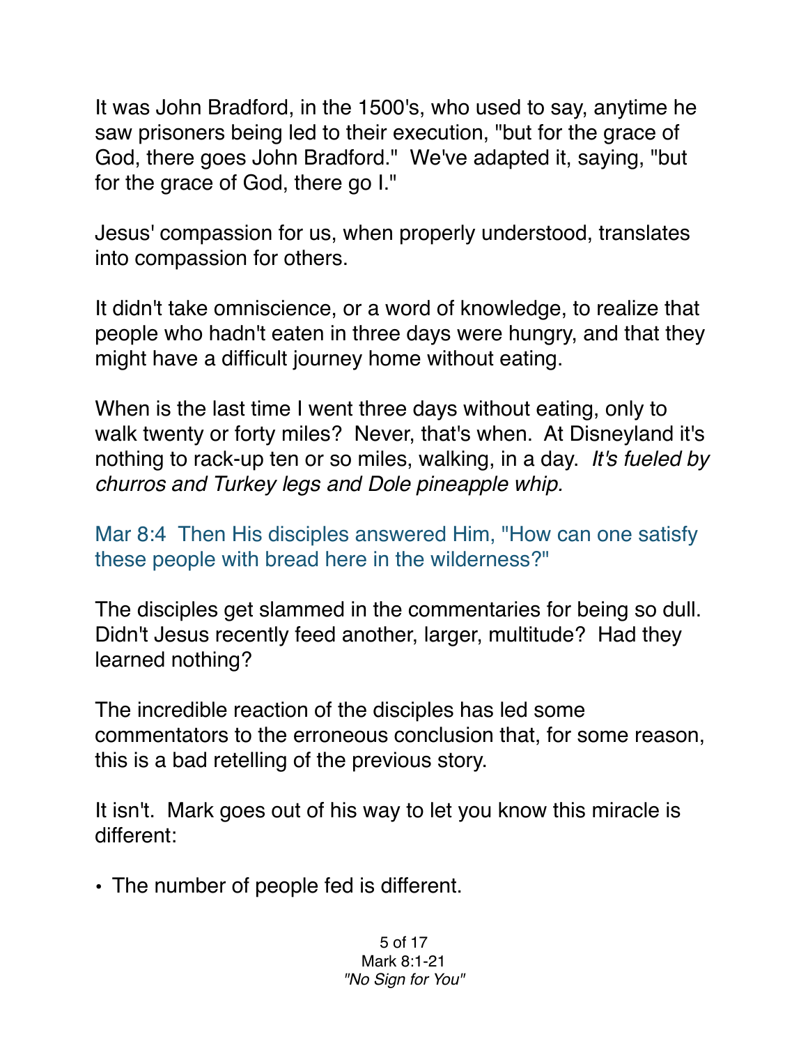It was John Bradford, in the 1500's, who used to say, anytime he saw prisoners being led to their execution, "but for the grace of God, there goes John Bradford." We've adapted it, saying, "but for the grace of God, there go I."

Jesus' compassion for us, when properly understood, translates into compassion for others.

It didn't take omniscience, or a word of knowledge, to realize that people who hadn't eaten in three days were hungry, and that they might have a difficult journey home without eating.

When is the last time I went three days without eating, only to walk twenty or forty miles? Never, that's when. At Disneyland it's nothing to rack-up ten or so miles, walking, in a day. *It's fueled by churros and Turkey legs and Dole pineapple whip.*

Mar 8:4 Then His disciples answered Him, "How can one satisfy these people with bread here in the wilderness?"

The disciples get slammed in the commentaries for being so dull. Didn't Jesus recently feed another, larger, multitude? Had they learned nothing?

The incredible reaction of the disciples has led some commentators to the erroneous conclusion that, for some reason, this is a bad retelling of the previous story.

It isn't. Mark goes out of his way to let you know this miracle is different:

- The number of people fed is different.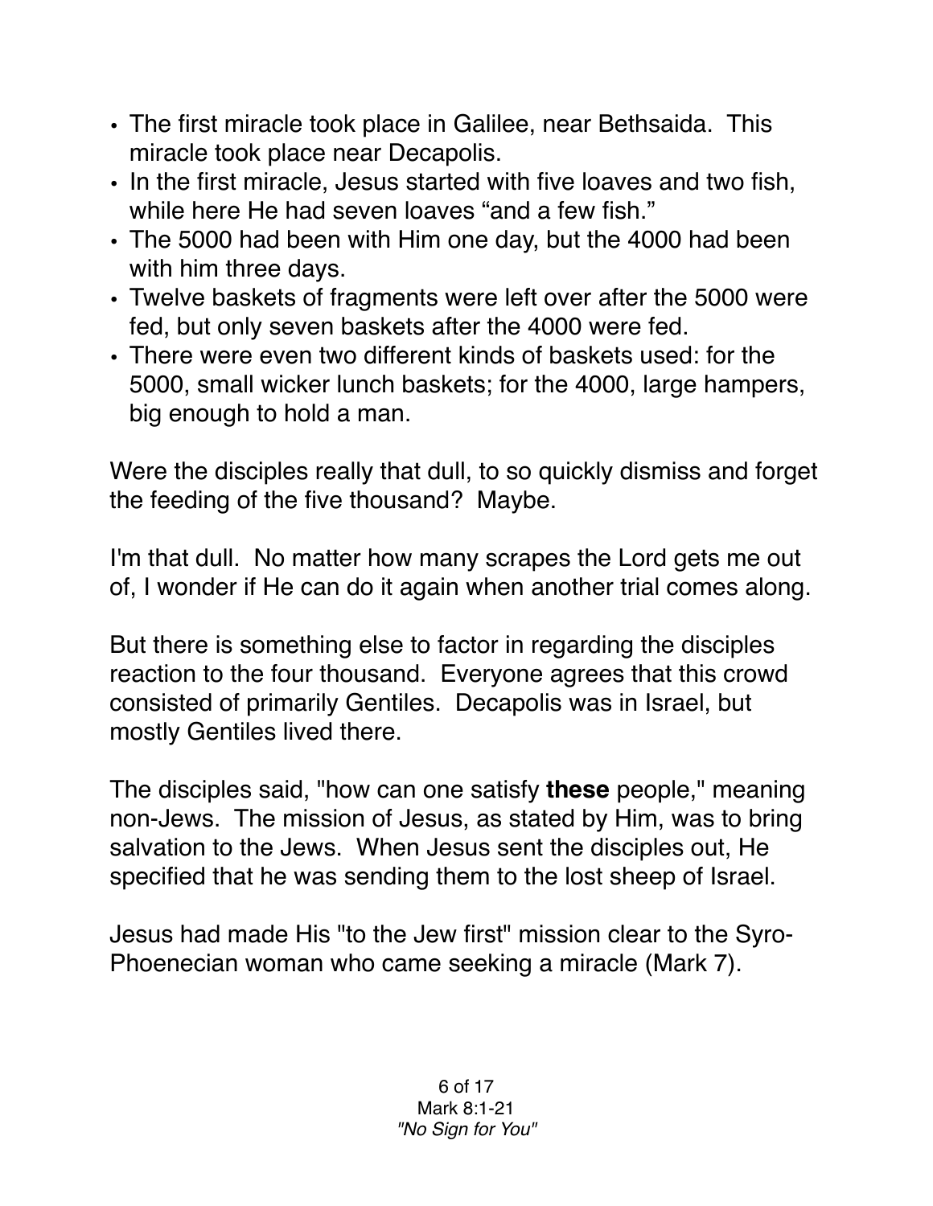- The first miracle took place in Galilee, near Bethsaida. This miracle took place near Decapolis.
- In the first miracle, Jesus started with five loaves and two fish, while here He had seven loaves "and a few fish."
- The 5000 had been with Him one day, but the 4000 had been with him three days.
- Twelve baskets of fragments were left over after the 5000 were fed, but only seven baskets after the 4000 were fed.
- There were even two different kinds of baskets used: for the 5000, small wicker lunch baskets; for the 4000, large hampers, big enough to hold a man.

Were the disciples really that dull, to so quickly dismiss and forget the feeding of the five thousand? Maybe.

I'm that dull. No matter how many scrapes the Lord gets me out of, I wonder if He can do it again when another trial comes along.

But there is something else to factor in regarding the disciples reaction to the four thousand. Everyone agrees that this crowd consisted of primarily Gentiles. Decapolis was in Israel, but mostly Gentiles lived there.

The disciples said, "how can one satisfy **these** people," meaning non-Jews. The mission of Jesus, as stated by Him, was to bring salvation to the Jews. When Jesus sent the disciples out, He specified that he was sending them to the lost sheep of Israel.

Jesus had made His "to the Jew first" mission clear to the Syro-Phoenecian woman who came seeking a miracle (Mark 7).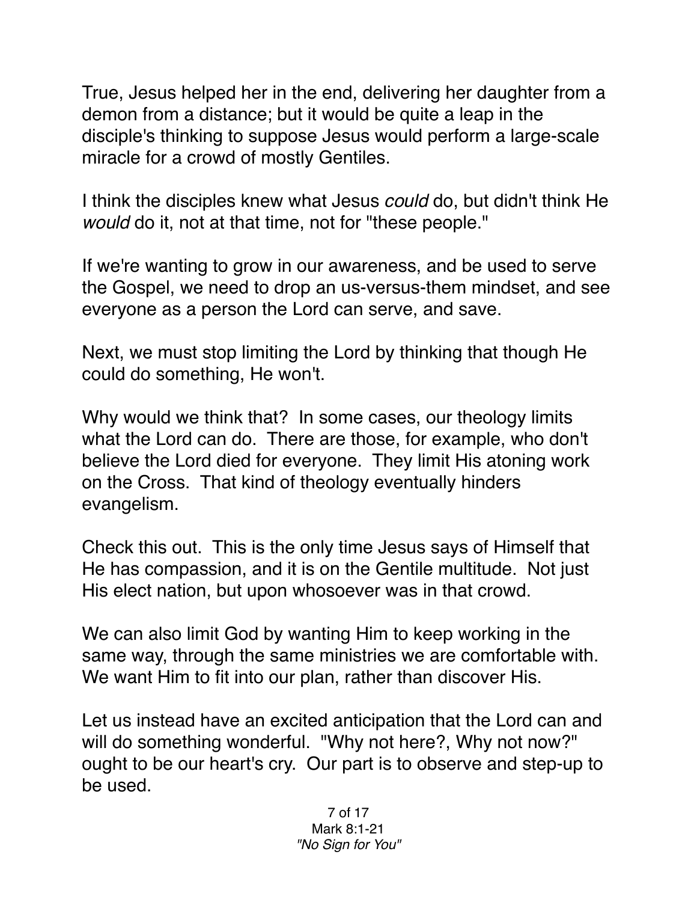True, Jesus helped her in the end, delivering her daughter from a demon from a distance; but it would be quite a leap in the disciple's thinking to suppose Jesus would perform a large-scale miracle for a crowd of mostly Gentiles.

I think the disciples knew what Jesus *could* do, but didn't think He *would* do it, not at that time, not for "these people."

If we're wanting to grow in our awareness, and be used to serve the Gospel, we need to drop an us-versus-them mindset, and see everyone as a person the Lord can serve, and save.

Next, we must stop limiting the Lord by thinking that though He could do something, He won't.

Why would we think that? In some cases, our theology limits what the Lord can do. There are those, for example, who don't believe the Lord died for everyone. They limit His atoning work on the Cross. That kind of theology eventually hinders evangelism.

Check this out. This is the only time Jesus says of Himself that He has compassion, and it is on the Gentile multitude. Not just His elect nation, but upon whosoever was in that crowd.

We can also limit God by wanting Him to keep working in the same way, through the same ministries we are comfortable with. We want Him to fit into our plan, rather than discover His.

Let us instead have an excited anticipation that the Lord can and will do something wonderful. "Why not here?, Why not now?" ought to be our heart's cry. Our part is to observe and step-up to be used.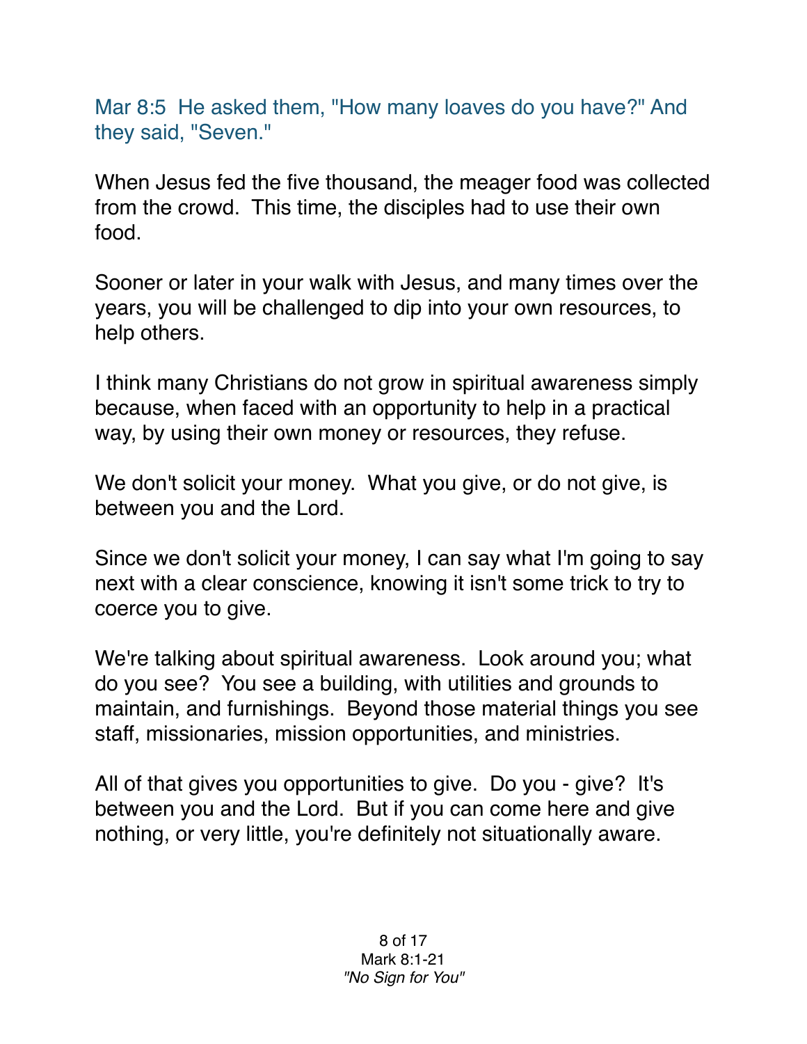Mar 8:5  He asked them, "How many loaves do you have?" And they said, "Seven."

When Jesus fed the five thousand, the meager food was collected from the crowd.  This time, the disciples had to use their own food.

Sooner or later in your walk with Jesus, and many times over the years, you will be challenged to dip into your own resources, to help others.

I think many Christians do not grow in spiritual awareness simply because, when faced with an opportunity to help in a practical way, by using their own money or resources, they refuse.

We don't solicit your money.  What you give, or do not give, is between you and the Lord.

Since we don't solicit your money, I can say what I'm going to say next with a clear conscience, knowing it isn't some trick to try to coerce you to give.

We're talking about spiritual awareness.  Look around you; what do you see?  You see a building, with utilities and grounds to maintain, and furnishings.  Beyond those material things you see staff, missionaries, mission opportunities, and ministries.

All of that gives you opportunities to give.  Do you - give?  It's between you and the Lord.  But if you can come here and give nothing, or very little, you're definitely not situationally aware.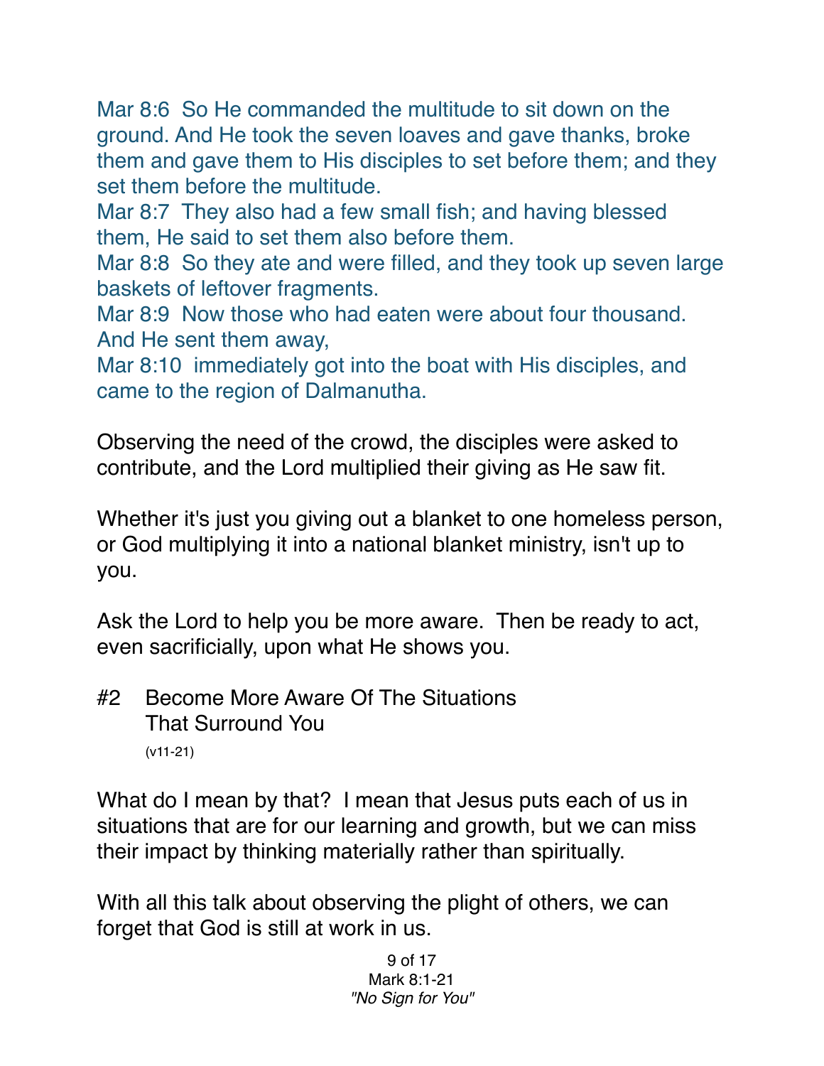Mar 8:6  So He commanded the multitude to sit down on the ground. And He took the seven loaves and gave thanks, broke them and gave them to His disciples to set before them; and they set them before the multitude.
Mar 8:7  They also had a few small fish; and having blessed them, He said to set them also before them.
Mar 8:8  So they ate and were filled, and they took up seven large baskets of leftover fragments.
Mar 8:9  Now those who had eaten were about four thousand. And He sent them away,
Mar 8:10  immediately got into the boat with His disciples, and came to the region of Dalmanutha.

Observing the need of the crowd, the disciples were asked to contribute, and the Lord multiplied their giving as He saw fit.

Whether it's just you giving out a blanket to one homeless person, or God multiplying it into a national blanket ministry, isn't up to you.

Ask the Lord to help you be more aware.  Then be ready to act, even sacrificially, upon what He shows you.

## #2 Become More Aware Of The Situations That Surround You

(v11-21)

What do I mean by that?  I mean that Jesus puts each of us in situations that are for our learning and growth, but we can miss their impact by thinking materially rather than spiritually.

With all this talk about observing the plight of others, we can forget that God is still at work in us.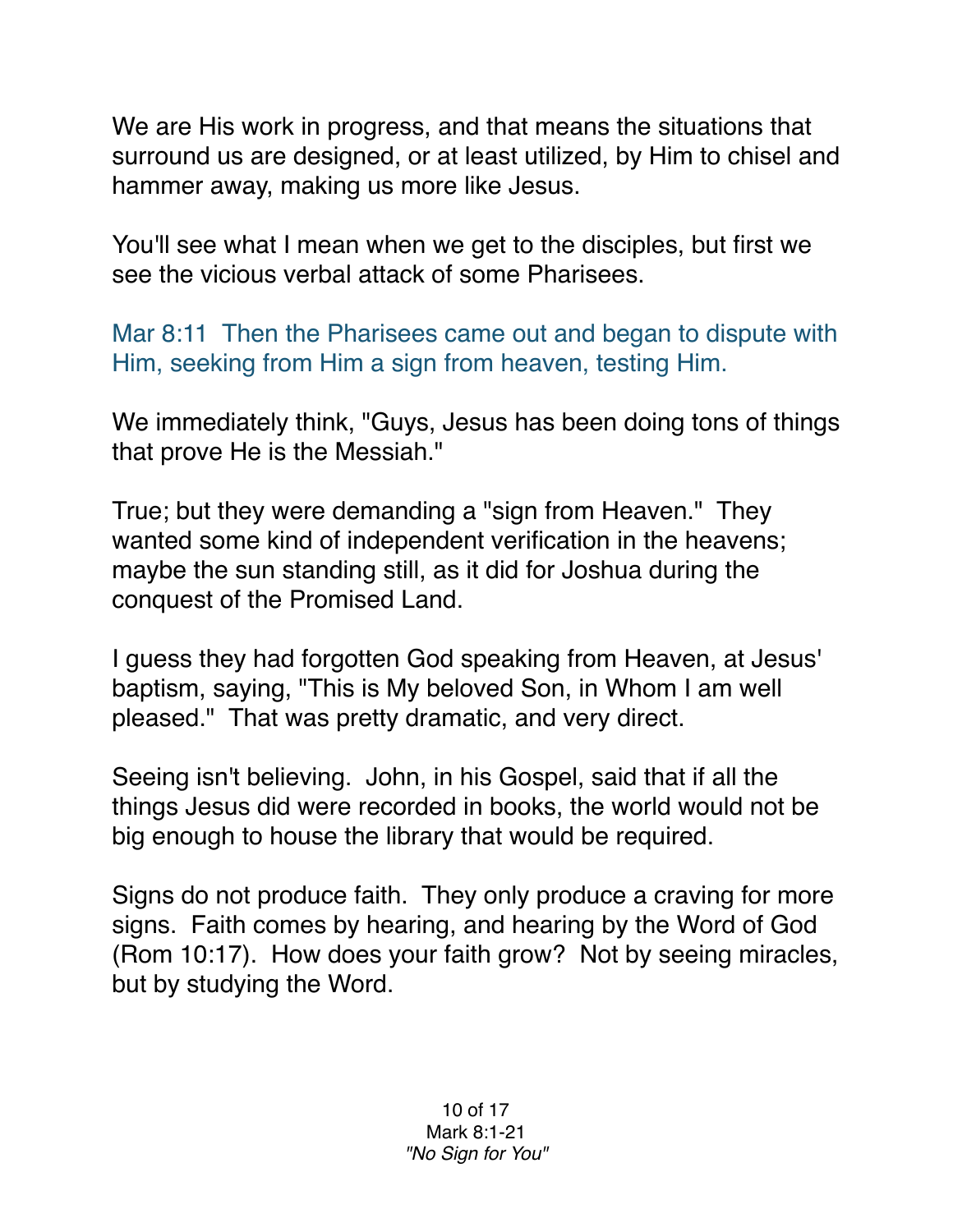We are His work in progress, and that means the situations that surround us are designed, or at least utilized, by Him to chisel and hammer away, making us more like Jesus.

You'll see what I mean when we get to the disciples, but first we see the vicious verbal attack of some Pharisees.

Mar 8:11  Then the Pharisees came out and began to dispute with Him, seeking from Him a sign from heaven, testing Him.

We immediately think, "Guys, Jesus has been doing tons of things that prove He is the Messiah."

True; but they were demanding a "sign from Heaven."  They wanted some kind of independent verification in the heavens; maybe the sun standing still, as it did for Joshua during the conquest of the Promised Land.

I guess they had forgotten God speaking from Heaven, at Jesus' baptism, saying, "This is My beloved Son, in Whom I am well pleased."  That was pretty dramatic, and very direct.

Seeing isn't believing.  John, in his Gospel, said that if all the things Jesus did were recorded in books, the world would not be big enough to house the library that would be required.

Signs do not produce faith.  They only produce a craving for more signs.  Faith comes by hearing, and hearing by the Word of God (Rom 10:17).  How does your faith grow?  Not by seeing miracles, but by studying the Word.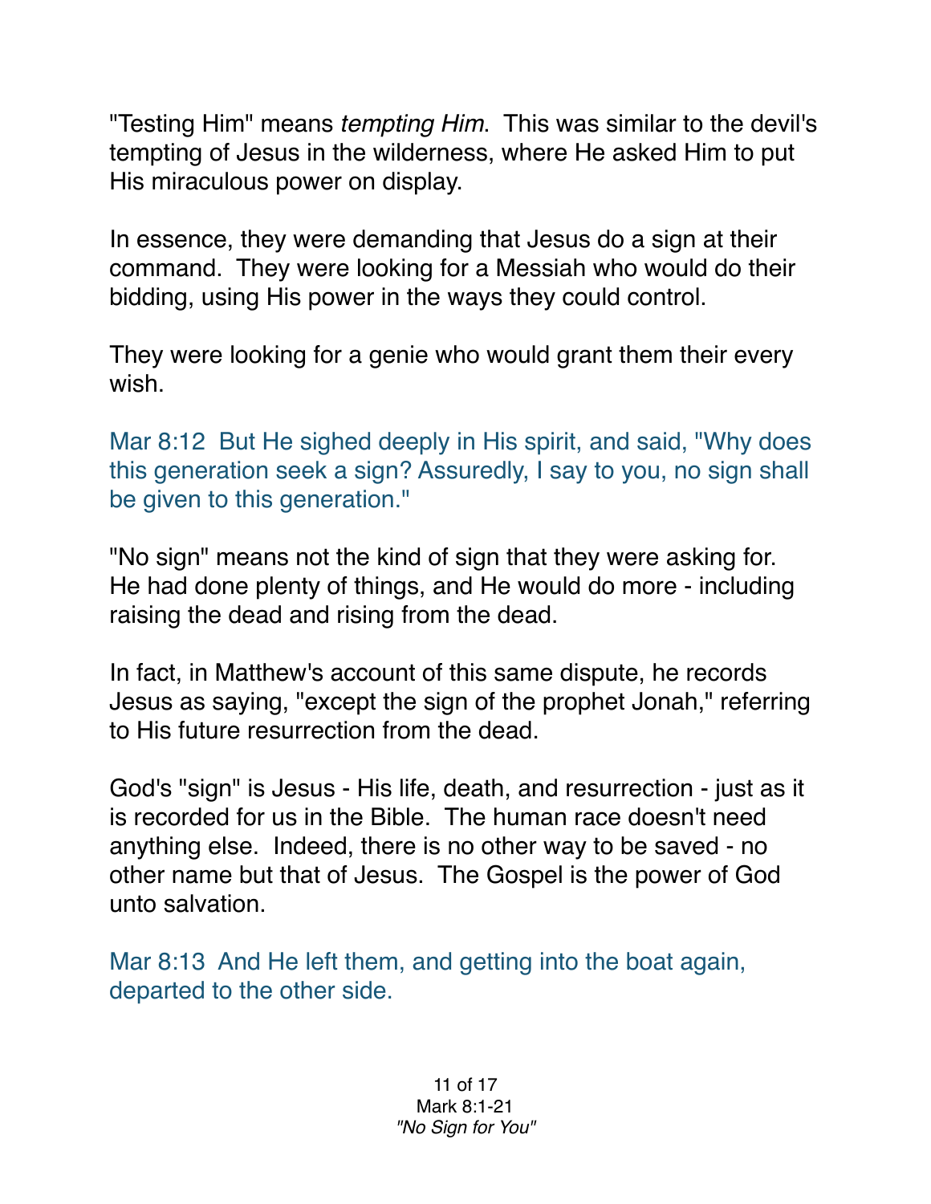"Testing Him" means *tempting Him*. This was similar to the devil's tempting of Jesus in the wilderness, where He asked Him to put His miraculous power on display.

In essence, they were demanding that Jesus do a sign at their command. They were looking for a Messiah who would do their bidding, using His power in the ways they could control.

They were looking for a genie who would grant them their every wish.

Mar 8:12 But He sighed deeply in His spirit, and said, "Why does this generation seek a sign? Assuredly, I say to you, no sign shall be given to this generation."

"No sign" means not the kind of sign that they were asking for. He had done plenty of things, and He would do more - including raising the dead and rising from the dead.

In fact, in Matthew's account of this same dispute, he records Jesus as saying, "except the sign of the prophet Jonah," referring to His future resurrection from the dead.

God's "sign" is Jesus - His life, death, and resurrection - just as it is recorded for us in the Bible. The human race doesn't need anything else. Indeed, there is no other way to be saved - no other name but that of Jesus. The Gospel is the power of God unto salvation.

Mar 8:13 And He left them, and getting into the boat again, departed to the other side.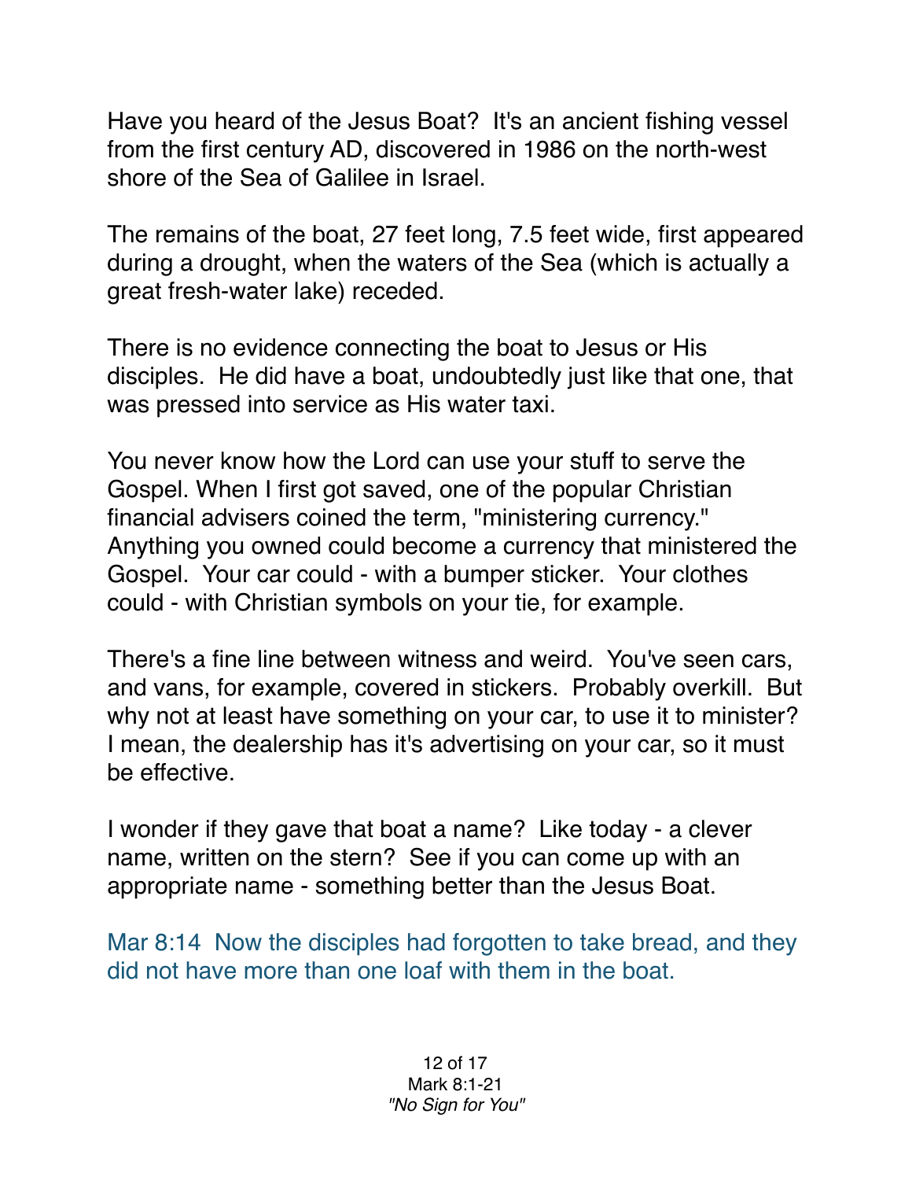Have you heard of the Jesus Boat? It's an ancient fishing vessel from the first century AD, discovered in 1986 on the north-west shore of the Sea of Galilee in Israel.

The remains of the boat, 27 feet long, 7.5 feet wide, first appeared during a drought, when the waters of the Sea (which is actually a great fresh-water lake) receded.

There is no evidence connecting the boat to Jesus or His disciples. He did have a boat, undoubtedly just like that one, that was pressed into service as His water taxi.

You never know how the Lord can use your stuff to serve the Gospel. When I first got saved, one of the popular Christian financial advisers coined the term, "ministering currency." Anything you owned could become a currency that ministered the Gospel. Your car could - with a bumper sticker. Your clothes could - with Christian symbols on your tie, for example.

There's a fine line between witness and weird. You've seen cars, and vans, for example, covered in stickers. Probably overkill. But why not at least have something on your car, to use it to minister? I mean, the dealership has it's advertising on your car, so it must be effective.

I wonder if they gave that boat a name? Like today - a clever name, written on the stern? See if you can come up with an appropriate name - something better than the Jesus Boat.

Mar 8:14 Now the disciples had forgotten to take bread, and they did not have more than one loaf with them in the boat.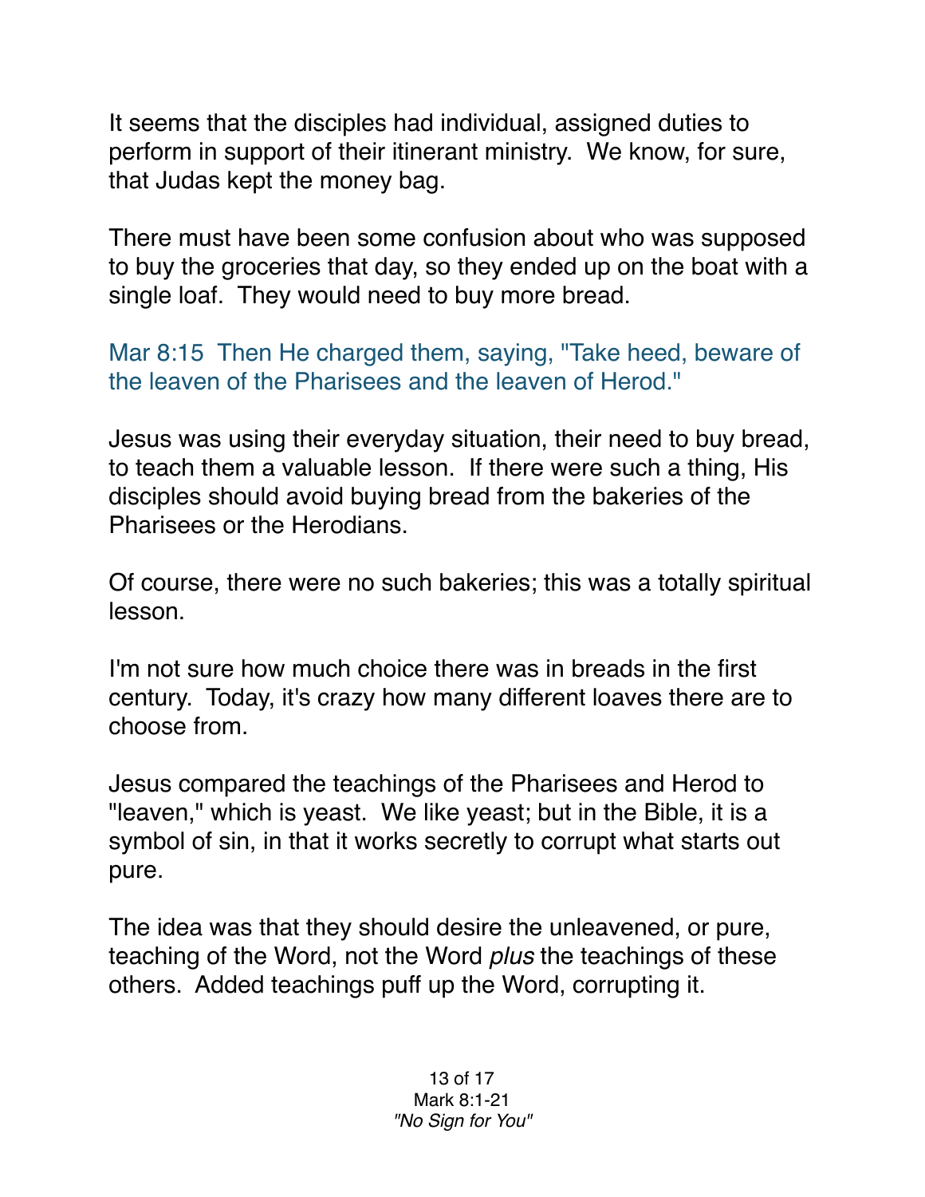It seems that the disciples had individual, assigned duties to perform in support of their itinerant ministry. We know, for sure, that Judas kept the money bag.

There must have been some confusion about who was supposed to buy the groceries that day, so they ended up on the boat with a single loaf. They would need to buy more bread.

Mar 8:15 Then He charged them, saying, "Take heed, beware of the leaven of the Pharisees and the leaven of Herod."

Jesus was using their everyday situation, their need to buy bread, to teach them a valuable lesson. If there were such a thing, His disciples should avoid buying bread from the bakeries of the Pharisees or the Herodians.

Of course, there were no such bakeries; this was a totally spiritual lesson.

I'm not sure how much choice there was in breads in the first century. Today, it's crazy how many different loaves there are to choose from.

Jesus compared the teachings of the Pharisees and Herod to "leaven," which is yeast. We like yeast; but in the Bible, it is a symbol of sin, in that it works secretly to corrupt what starts out pure.

The idea was that they should desire the unleavened, or pure, teaching of the Word, not the Word *plus* the teachings of these others. Added teachings puff up the Word, corrupting it.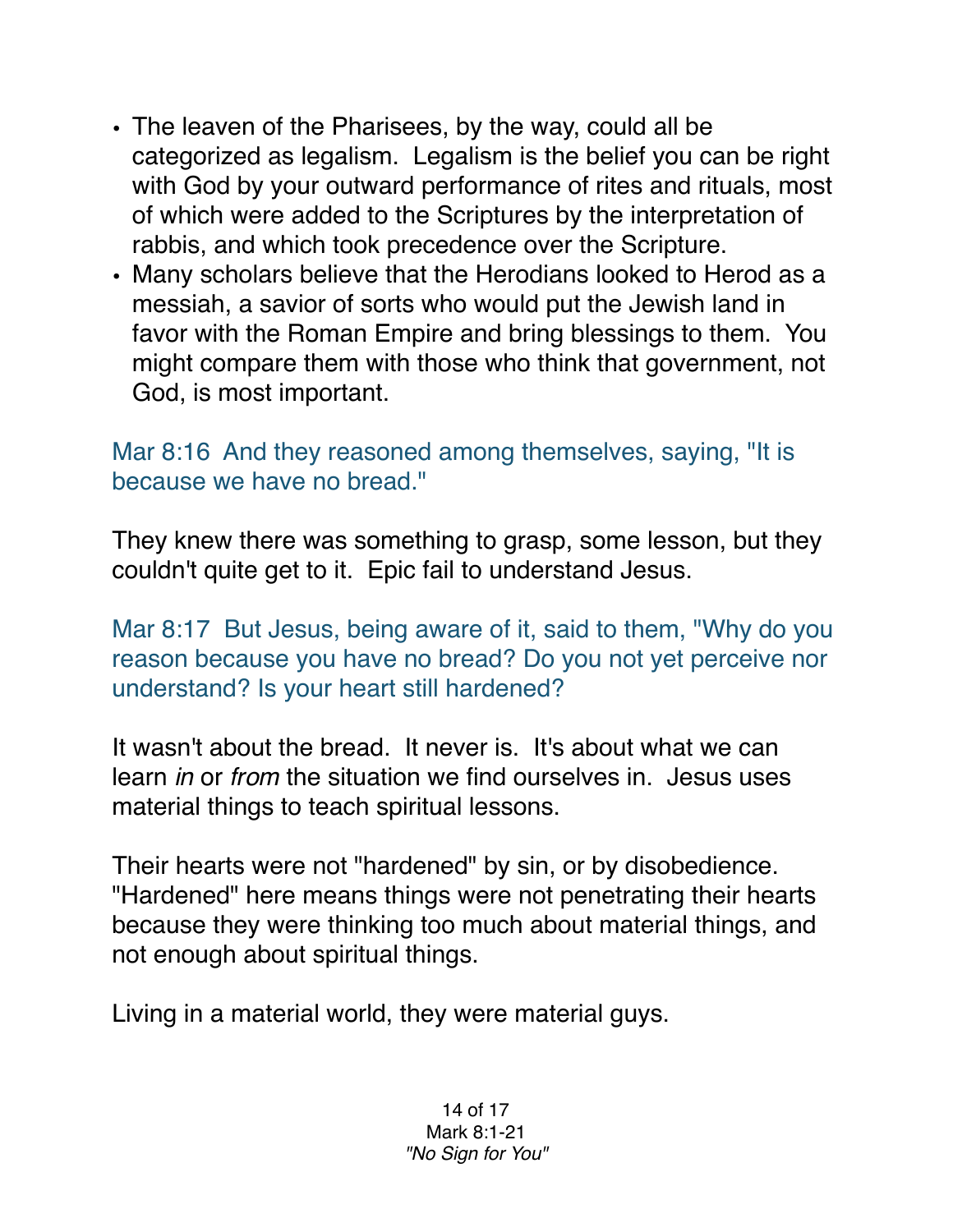- The leaven of the Pharisees, by the way, could all be categorized as legalism. Legalism is the belief you can be right with God by your outward performance of rites and rituals, most of which were added to the Scriptures by the interpretation of rabbis, and which took precedence over the Scripture.
- Many scholars believe that the Herodians looked to Herod as a messiah, a savior of sorts who would put the Jewish land in favor with the Roman Empire and bring blessings to them. You might compare them with those who think that government, not God, is most important.

Mar 8:16 And they reasoned among themselves, saying, "It is because we have no bread."

They knew there was something to grasp, some lesson, but they couldn't quite get to it. Epic fail to understand Jesus.

Mar 8:17 But Jesus, being aware of it, said to them, "Why do you reason because you have no bread? Do you not yet perceive nor understand? Is your heart still hardened?

It wasn't about the bread. It never is. It's about what we can learn *in* or *from* the situation we find ourselves in. Jesus uses material things to teach spiritual lessons.

Their hearts were not "hardened" by sin, or by disobedience. "Hardened" here means things were not penetrating their hearts because they were thinking too much about material things, and not enough about spiritual things.

Living in a material world, they were material guys.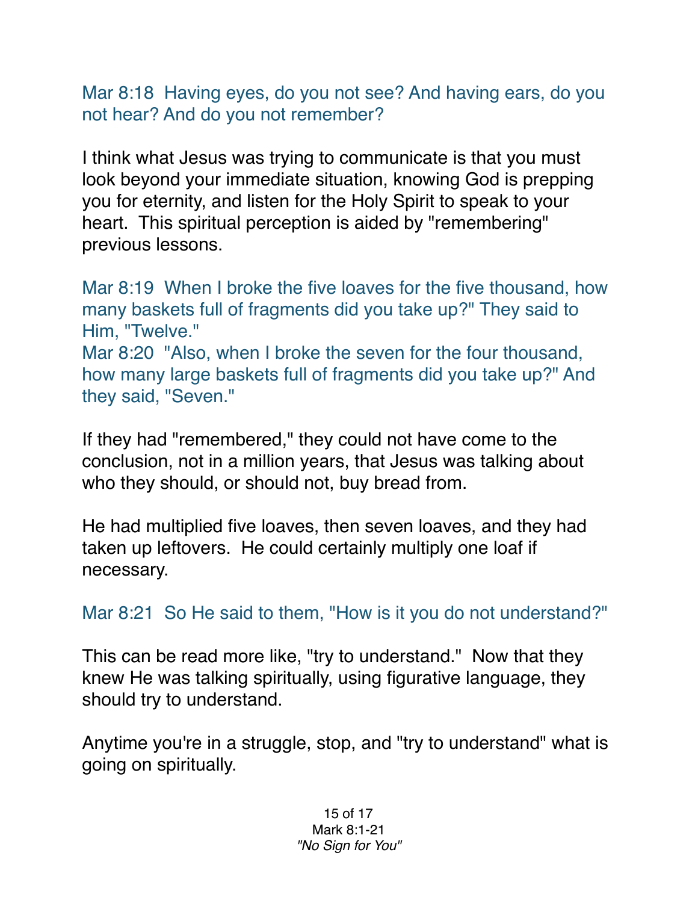Mar 8:18  Having eyes, do you not see? And having ears, do you not hear? And do you not remember?

I think what Jesus was trying to communicate is that you must look beyond your immediate situation, knowing God is prepping you for eternity, and listen for the Holy Spirit to speak to your heart.  This spiritual perception is aided by "remembering" previous lessons.

Mar 8:19  When I broke the five loaves for the five thousand, how many baskets full of fragments did you take up?" They said to Him, "Twelve."
Mar 8:20  "Also, when I broke the seven for the four thousand, how many large baskets full of fragments did you take up?" And they said, "Seven."

If they had "remembered," they could not have come to the conclusion, not in a million years, that Jesus was talking about who they should, or should not, buy bread from.

He had multiplied five loaves, then seven loaves, and they had taken up leftovers.  He could certainly multiply one loaf if necessary.

Mar 8:21  So He said to them, "How is it you do not understand?"

This can be read more like, "try to understand."  Now that they knew He was talking spiritually, using figurative language, they should try to understand.

Anytime you're in a struggle, stop, and "try to understand" what is going on spiritually.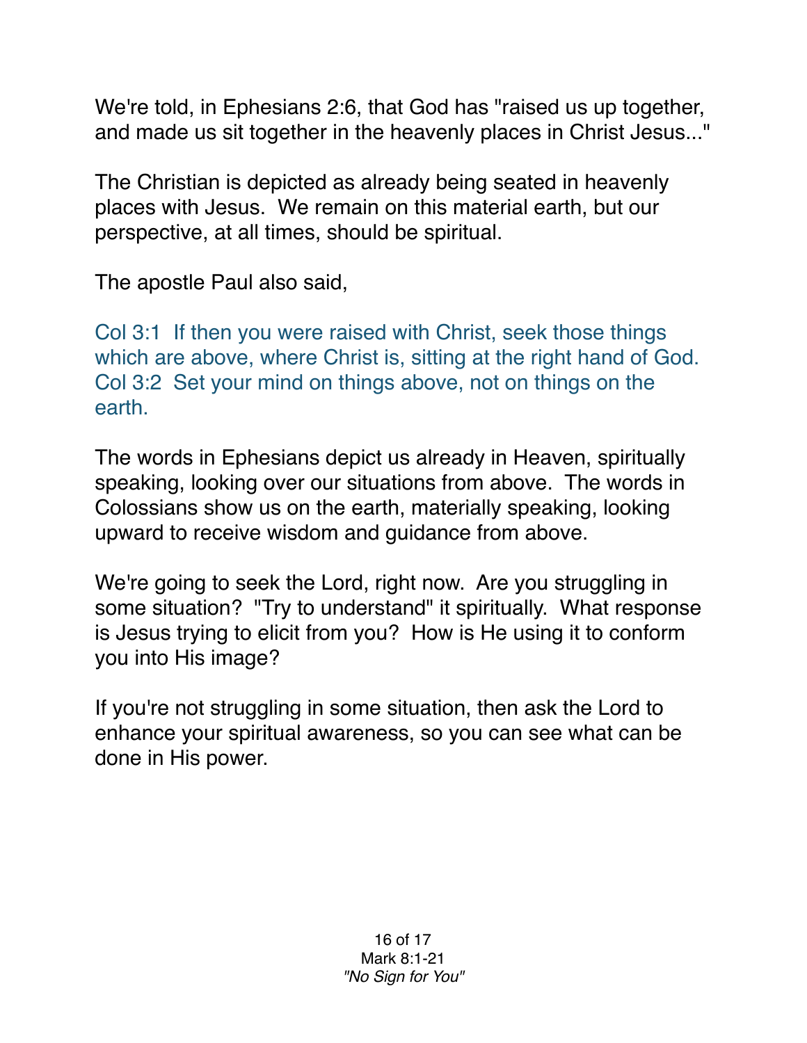We're told, in Ephesians 2:6, that God has "raised us up together, and made us sit together in the heavenly places in Christ Jesus..."

The Christian is depicted as already being seated in heavenly places with Jesus. We remain on this material earth, but our perspective, at all times, should be spiritual.

The apostle Paul also said,

Col 3:1 If then you were raised with Christ, seek those things which are above, where Christ is, sitting at the right hand of God.
Col 3:2 Set your mind on things above, not on things on the earth.

The words in Ephesians depict us already in Heaven, spiritually speaking, looking over our situations from above. The words in Colossians show us on the earth, materially speaking, looking upward to receive wisdom and guidance from above.

We're going to seek the Lord, right now. Are you struggling in some situation? "Try to understand" it spiritually. What response is Jesus trying to elicit from you? How is He using it to conform you into His image?

If you're not struggling in some situation, then ask the Lord to enhance your spiritual awareness, so you can see what can be done in His power.